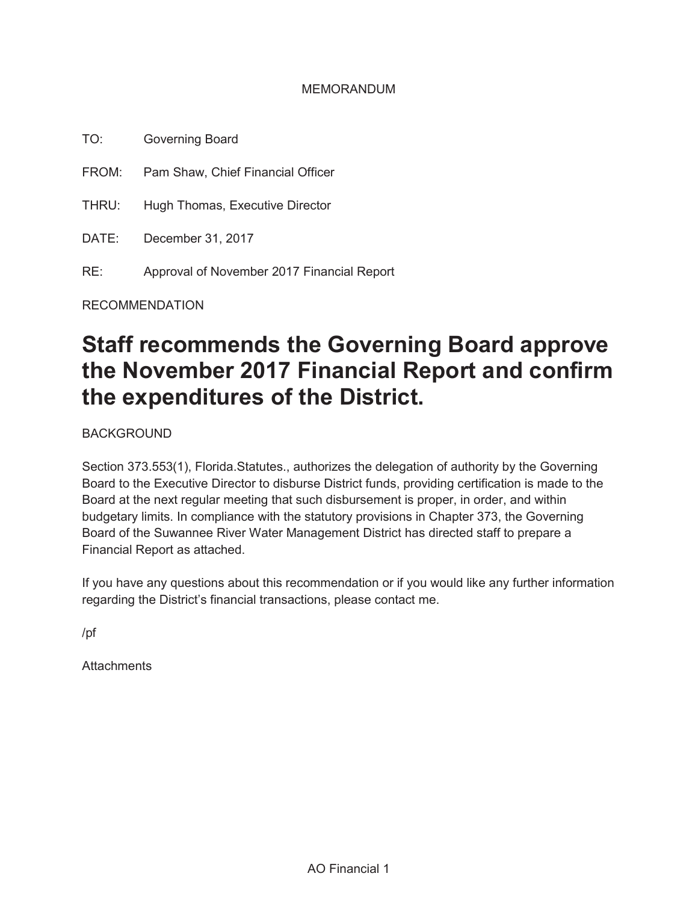MEMORANDUM

TO: Governing Board

FROM: Pam Shaw, Chief Financial Officer

THRU: Hugh Thomas, Executive Director

DATE: December 31, 2017

RE: Approval of November 2017 Financial Report

RECOMMENDATION

# Staff recommends the Governing Board approve the November 2017 Financial Report and confirm the expenditures of the District.

BACKGROUND

Section 373.553(1), Florida.Statutes., authorizes the delegation of authority by the Governing Board to the Executive Director to disburse District funds, providing certification is made to the Board at the next regular meeting that such disbursement is proper, in order, and within budgetary limits. In compliance with the statutory provisions in Chapter 373, the Governing Board of the Suwannee River Water Management District has directed staff to prepare a Financial Report as attached.

If you have any questions about this recommendation or if you would like any further information regarding the District's financial transactions, please contact me.

/pf

Attachments

AO Financial 1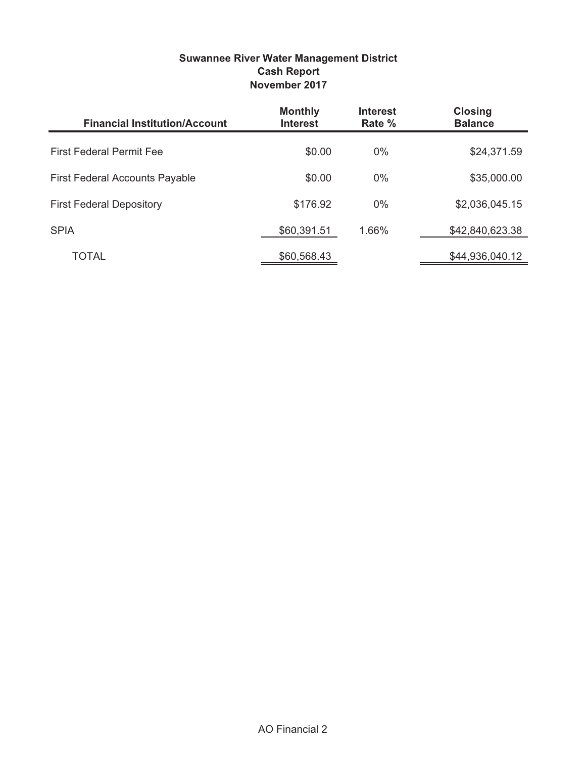**Suwannee River Water Management District**
**Cash Report**
**November 2017**

| Financial Institution/Account | Monthly Interest | Interest Rate % | Closing Balance |
|---|---|---|---|
| First Federal Permit Fee | $0.00 | 0% | $24,371.59 |
| First Federal Accounts Payable | $0.00 | 0% | $35,000.00 |
| First Federal Depository | $176.92 | 0% | $2,036,045.15 |
| SPIA | $60,391.51 | 1.66% | $42,840,623.38 |
| TOTAL | $60,568.43 | | $44,936,040.12 |

AO Financial 2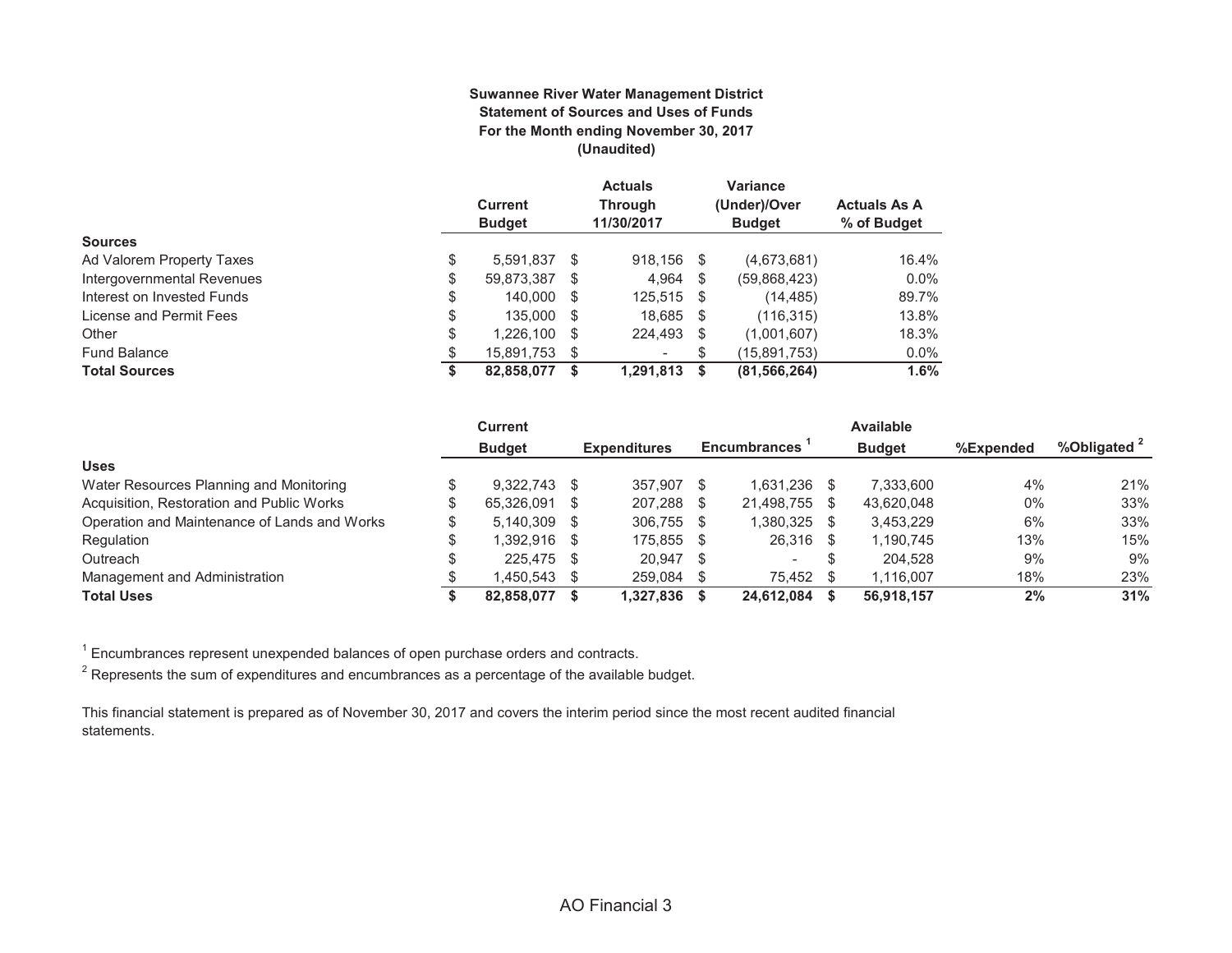**Suwannee River Water Management District**
**Statement of Sources and Uses of Funds**
**For the Month ending November 30, 2017**
**(Unaudited)**

| | Current Budget | Actuals Through 11/30/2017 | Variance (Under)/Over Budget | Actuals As A % of Budget |
|---|---|---|---|---|
| **Sources** | | | | |
| Ad Valorem Property Taxes | $ 5,591,837 | $ 918,156 | $ (4,673,681) | 16.4% |
| Intergovernmental Revenues | $ 59,873,387 | $ 4,964 | $ (59,868,423) | 0.0% |
| Interest on Invested Funds | $ 140,000 | $ 125,515 | $ (14,485) | 89.7% |
| License and Permit Fees | $ 135,000 | $ 18,685 | $ (116,315) | 13.8% |
| Other | $ 1,226,100 | $ 224,493 | $ (1,001,607) | 18.3% |
| Fund Balance | $ 15,891,753 | $ - | $ (15,891,753) | 0.0% |
| **Total Sources** | **$ 82,858,077** | **$ 1,291,813** | **$ (81,566,264)** | **1.6%** |

| | Current Budget | Expenditures | Encumbrances [1] | Available Budget | %Expended | %Obligated [2] |
|---|---|---|---|---|---|---|
| **Uses** | | | | | | |
| Water Resources Planning and Monitoring | $ 9,322,743 | $ 357,907 | $ 1,631,236 | $ 7,333,600 | 4% | 21% |
| Acquisition, Restoration and Public Works | $ 65,326,091 | $ 207,288 | $ 21,498,755 | $ 43,620,048 | 0% | 33% |
| Operation and Maintenance of Lands and Works | $ 5,140,309 | $ 306,755 | $ 1,380,325 | $ 3,453,229 | 6% | 33% |
| Regulation | $ 1,392,916 | $ 175,855 | $ 26,316 | $ 1,190,745 | 13% | 15% |
| Outreach | $ 225,475 | $ 20,947 | $ - | $ 204,528 | 9% | 9% |
| Management and Administration | $ 1,450,543 | $ 259,084 | $ 75,452 | $ 1,116,007 | 18% | 23% |
| **Total Uses** | **$ 82,858,077** | **$ 1,327,836** | **$ 24,612,084** | **$ 56,918,157** | **2%** | **31%** |

[1] Encumbrances represent unexpended balances of open purchase orders and contracts.

[2] Represents the sum of expenditures and encumbrances as a percentage of the available budget.

This financial statement is prepared as of November 30, 2017 and covers the interim period since the most recent audited financial statements.

AO Financial 3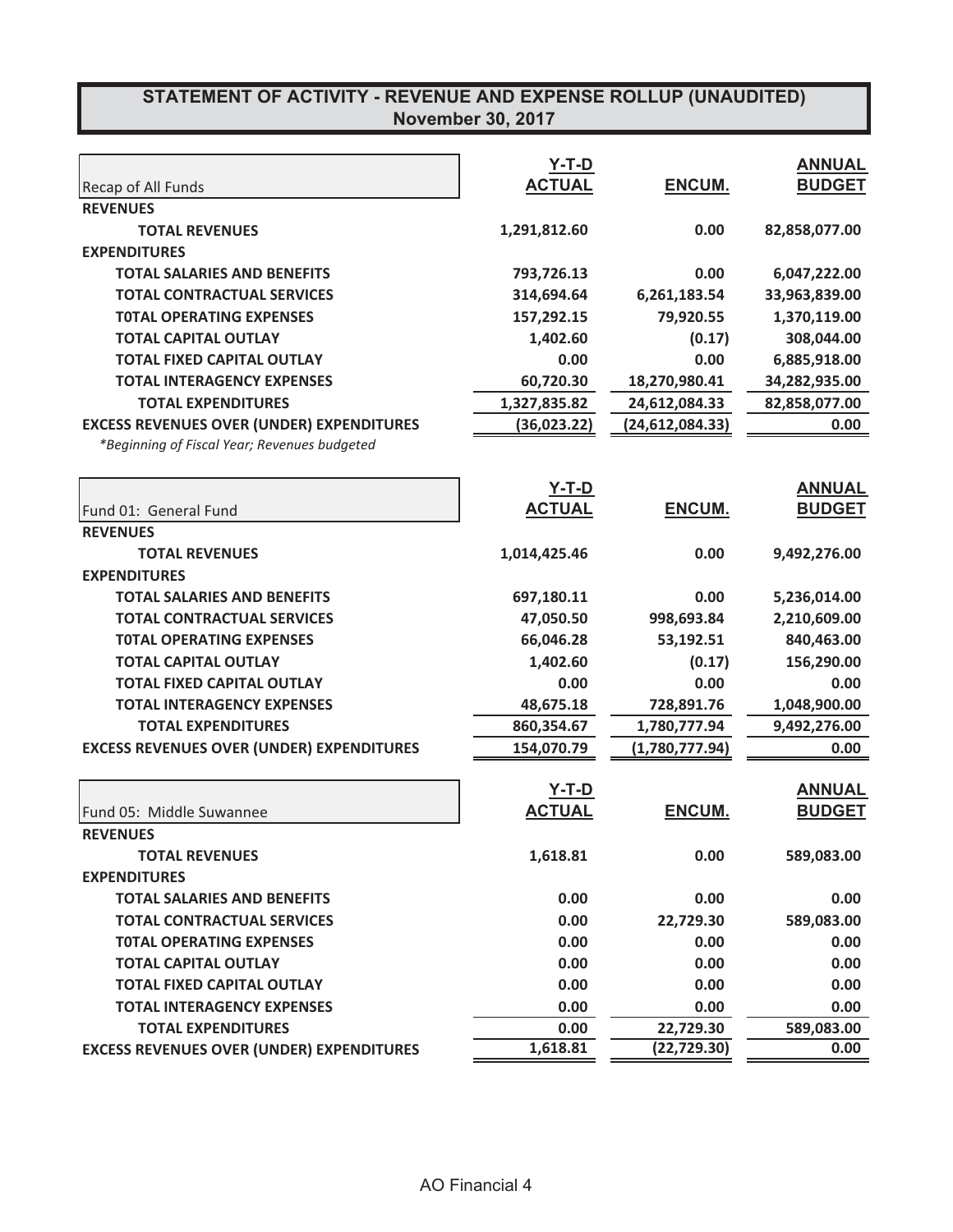# STATEMENT OF ACTIVITY - REVENUE AND EXPENSE ROLLUP (UNAUDITED)
## November 30, 2017

| Recap of All Funds | Y-T-D ACTUAL | ENCUM. | ANNUAL BUDGET |
|---|---|---|---|
| **REVENUES** | | | |
| **TOTAL REVENUES** | 1,291,812.60 | 0.00 | 82,858,077.00 |
| **EXPENDITURES** | | | |
| **TOTAL SALARIES AND BENEFITS** | 793,726.13 | 0.00 | 6,047,222.00 |
| **TOTAL CONTRACTUAL SERVICES** | 314,694.64 | 6,261,183.54 | 33,963,839.00 |
| **T0TAL OPERATING EXPENSES** | 157,292.15 | 79,920.55 | 1,370,119.00 |
| **TOTAL CAPITAL OUTLAY** | 1,402.60 | (0.17) | 308,044.00 |
| **TOTAL FIXED CAPITAL OUTLAY** | 0.00 | 0.00 | 6,885,918.00 |
| **TOTAL INTERAGENCY EXPENSES** | 60,720.30 | 18,270,980.41 | 34,282,935.00 |
| **TOTAL EXPENDITURES** | 1,327,835.82 | 24,612,084.33 | 82,858,077.00 |
| **EXCESS REVENUES OVER (UNDER) EXPENDITURES** | (36,023.22) | (24,612,084.33) | 0.00 |

*\*Beginning of Fiscal Year; Revenues budgeted*

| Fund 01: General Fund | Y-T-D ACTUAL | ENCUM. | ANNUAL BUDGET |
|---|---|---|---|
| **REVENUES** | | | |
| **TOTAL REVENUES** | 1,014,425.46 | 0.00 | 9,492,276.00 |
| **EXPENDITURES** | | | |
| **TOTAL SALARIES AND BENEFITS** | 697,180.11 | 0.00 | 5,236,014.00 |
| **TOTAL CONTRACTUAL SERVICES** | 47,050.50 | 998,693.84 | 2,210,609.00 |
| **T0TAL OPERATING EXPENSES** | 66,046.28 | 53,192.51 | 840,463.00 |
| **TOTAL CAPITAL OUTLAY** | 1,402.60 | (0.17) | 156,290.00 |
| **TOTAL FIXED CAPITAL OUTLAY** | 0.00 | 0.00 | 0.00 |
| **TOTAL INTERAGENCY EXPENSES** | 48,675.18 | 728,891.76 | 1,048,900.00 |
| **TOTAL EXPENDITURES** | 860,354.67 | 1,780,777.94 | 9,492,276.00 |
| **EXCESS REVENUES OVER (UNDER) EXPENDITURES** | 154,070.79 | (1,780,777.94) | 0.00 |

| Fund 05: Middle Suwannee | Y-T-D ACTUAL | ENCUM. | ANNUAL BUDGET |
|---|---|---|---|
| **REVENUES** | | | |
| **TOTAL REVENUES** | 1,618.81 | 0.00 | 589,083.00 |
| **EXPENDITURES** | | | |
| **TOTAL SALARIES AND BENEFITS** | 0.00 | 0.00 | 0.00 |
| **TOTAL CONTRACTUAL SERVICES** | 0.00 | 22,729.30 | 589,083.00 |
| **T0TAL OPERATING EXPENSES** | 0.00 | 0.00 | 0.00 |
| **TOTAL CAPITAL OUTLAY** | 0.00 | 0.00 | 0.00 |
| **TOTAL FIXED CAPITAL OUTLAY** | 0.00 | 0.00 | 0.00 |
| **TOTAL INTERAGENCY EXPENSES** | 0.00 | 0.00 | 0.00 |
| **TOTAL EXPENDITURES** | 0.00 | 22,729.30 | 589,083.00 |
| **EXCESS REVENUES OVER (UNDER) EXPENDITURES** | 1,618.81 | (22,729.30) | 0.00 |

AO Financial 4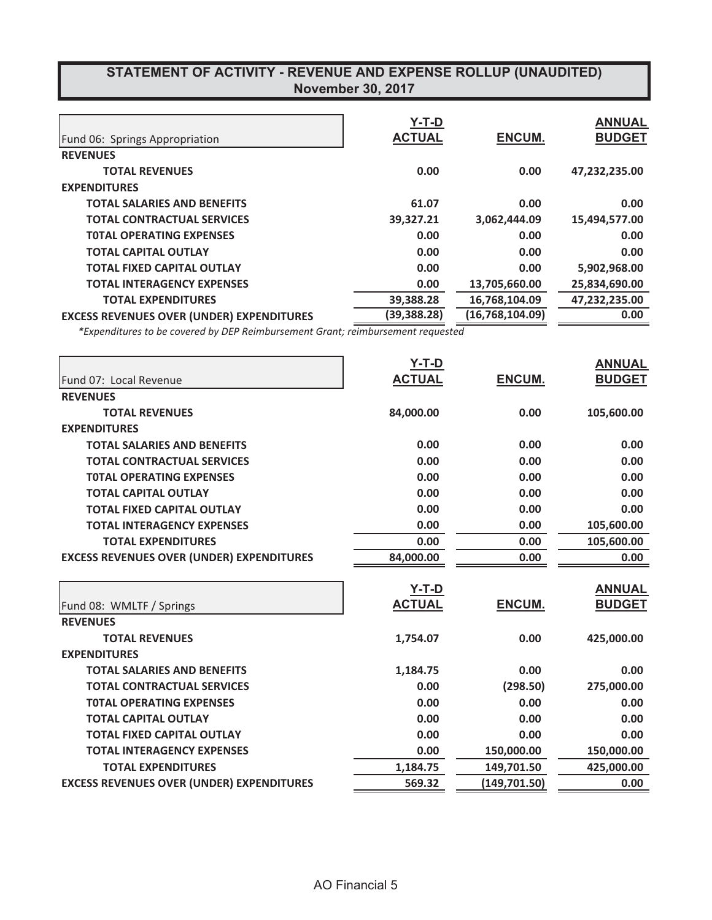# STATEMENT OF ACTIVITY - REVENUE AND EXPENSE ROLLUP (UNAUDITED)
## November 30, 2017

| Fund 06: Springs Appropriation | Y-T-D ACTUAL | ENCUM. | ANNUAL BUDGET |
|---|---|---|---|
| **REVENUES** | | | |
| **TOTAL REVENUES** | 0.00 | 0.00 | 47,232,235.00 |
| **EXPENDITURES** | | | |
| **TOTAL SALARIES AND BENEFITS** | 61.07 | 0.00 | 0.00 |
| **TOTAL CONTRACTUAL SERVICES** | 39,327.21 | 3,062,444.09 | 15,494,577.00 |
| **T0TAL OPERATING EXPENSES** | 0.00 | 0.00 | 0.00 |
| **TOTAL CAPITAL OUTLAY** | 0.00 | 0.00 | 0.00 |
| **TOTAL FIXED CAPITAL OUTLAY** | 0.00 | 0.00 | 5,902,968.00 |
| **TOTAL INTERAGENCY EXPENSES** | 0.00 | 13,705,660.00 | 25,834,690.00 |
| **TOTAL EXPENDITURES** | 39,388.28 | 16,768,104.09 | 47,232,235.00 |
| **EXCESS REVENUES OVER (UNDER) EXPENDITURES** | (39,388.28) | (16,768,104.09) | 0.00 |

*\*Expenditures to be covered by DEP Reimbursement Grant; reimbursement requested*

| Fund 07: Local Revenue | Y-T-D ACTUAL | ENCUM. | ANNUAL BUDGET |
|---|---|---|---|
| **REVENUES** | | | |
| **TOTAL REVENUES** | 84,000.00 | 0.00 | 105,600.00 |
| **EXPENDITURES** | | | |
| **TOTAL SALARIES AND BENEFITS** | 0.00 | 0.00 | 0.00 |
| **TOTAL CONTRACTUAL SERVICES** | 0.00 | 0.00 | 0.00 |
| **T0TAL OPERATING EXPENSES** | 0.00 | 0.00 | 0.00 |
| **TOTAL CAPITAL OUTLAY** | 0.00 | 0.00 | 0.00 |
| **TOTAL FIXED CAPITAL OUTLAY** | 0.00 | 0.00 | 0.00 |
| **TOTAL INTERAGENCY EXPENSES** | 0.00 | 0.00 | 105,600.00 |
| **TOTAL EXPENDITURES** | 0.00 | 0.00 | 105,600.00 |
| **EXCESS REVENUES OVER (UNDER) EXPENDITURES** | 84,000.00 | 0.00 | 0.00 |

| Fund 08: WMLTF / Springs | Y-T-D ACTUAL | ENCUM. | ANNUAL BUDGET |
|---|---|---|---|
| **REVENUES** | | | |
| **TOTAL REVENUES** | 1,754.07 | 0.00 | 425,000.00 |
| **EXPENDITURES** | | | |
| **TOTAL SALARIES AND BENEFITS** | 1,184.75 | 0.00 | 0.00 |
| **TOTAL CONTRACTUAL SERVICES** | 0.00 | (298.50) | 275,000.00 |
| **T0TAL OPERATING EXPENSES** | 0.00 | 0.00 | 0.00 |
| **TOTAL CAPITAL OUTLAY** | 0.00 | 0.00 | 0.00 |
| **TOTAL FIXED CAPITAL OUTLAY** | 0.00 | 0.00 | 0.00 |
| **TOTAL INTERAGENCY EXPENSES** | 0.00 | 150,000.00 | 150,000.00 |
| **TOTAL EXPENDITURES** | 1,184.75 | 149,701.50 | 425,000.00 |
| **EXCESS REVENUES OVER (UNDER) EXPENDITURES** | 569.32 | (149,701.50) | 0.00 |

AO Financial 5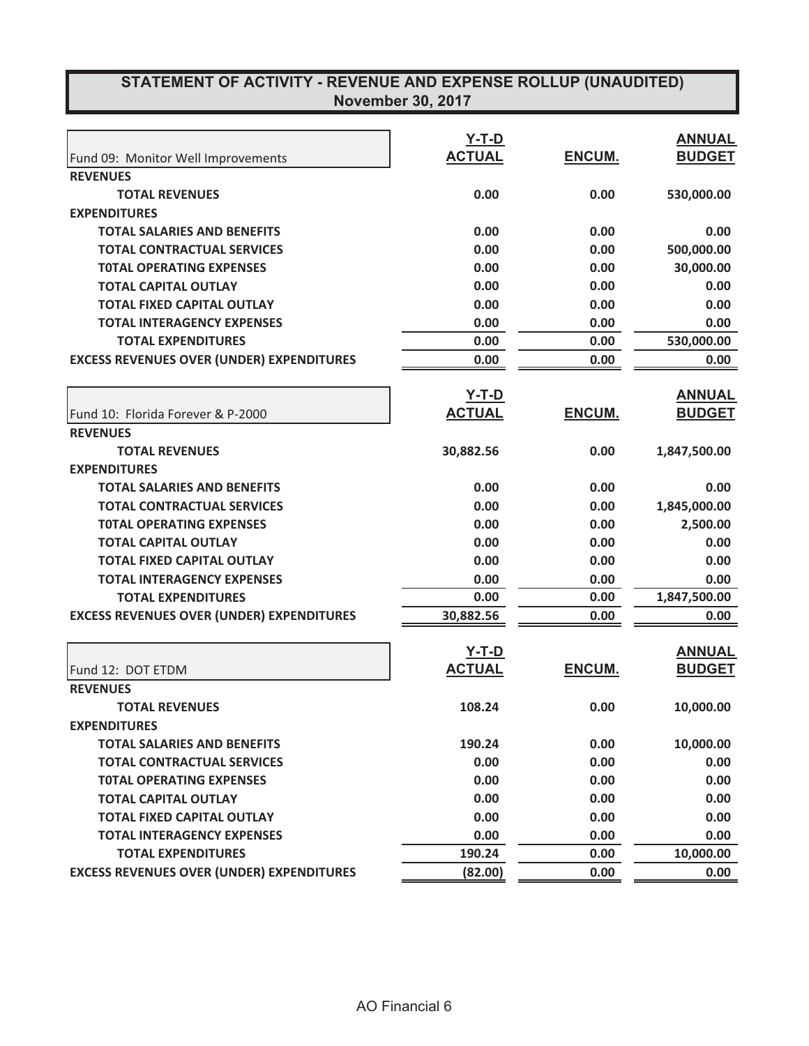# STATEMENT OF ACTIVITY - REVENUE AND EXPENSE ROLLUP (UNAUDITED)
## November 30, 2017

| Fund 09: Monitor Well Improvements | Y-T-D ACTUAL | ENCUM. | ANNUAL BUDGET |
|---|---|---|---|
| **REVENUES** | | | |
| **TOTAL REVENUES** | 0.00 | 0.00 | 530,000.00 |
| **EXPENDITURES** | | | |
| **TOTAL SALARIES AND BENEFITS** | 0.00 | 0.00 | 0.00 |
| **TOTAL CONTRACTUAL SERVICES** | 0.00 | 0.00 | 500,000.00 |
| **T0TAL OPERATING EXPENSES** | 0.00 | 0.00 | 30,000.00 |
| **TOTAL CAPITAL OUTLAY** | 0.00 | 0.00 | 0.00 |
| **TOTAL FIXED CAPITAL OUTLAY** | 0.00 | 0.00 | 0.00 |
| **TOTAL INTERAGENCY EXPENSES** | 0.00 | 0.00 | 0.00 |
| **TOTAL EXPENDITURES** | 0.00 | 0.00 | 530,000.00 |
| **EXCESS REVENUES OVER (UNDER) EXPENDITURES** | 0.00 | 0.00 | 0.00 |

| Fund 10: Florida Forever & P-2000 | Y-T-D ACTUAL | ENCUM. | ANNUAL BUDGET |
|---|---|---|---|
| **REVENUES** | | | |
| **TOTAL REVENUES** | 30,882.56 | 0.00 | 1,847,500.00 |
| **EXPENDITURES** | | | |
| **TOTAL SALARIES AND BENEFITS** | 0.00 | 0.00 | 0.00 |
| **TOTAL CONTRACTUAL SERVICES** | 0.00 | 0.00 | 1,845,000.00 |
| **T0TAL OPERATING EXPENSES** | 0.00 | 0.00 | 2,500.00 |
| **TOTAL CAPITAL OUTLAY** | 0.00 | 0.00 | 0.00 |
| **TOTAL FIXED CAPITAL OUTLAY** | 0.00 | 0.00 | 0.00 |
| **TOTAL INTERAGENCY EXPENSES** | 0.00 | 0.00 | 0.00 |
| **TOTAL EXPENDITURES** | 0.00 | 0.00 | 1,847,500.00 |
| **EXCESS REVENUES OVER (UNDER) EXPENDITURES** | 30,882.56 | 0.00 | 0.00 |

| Fund 12: DOT ETDM | Y-T-D ACTUAL | ENCUM. | ANNUAL BUDGET |
|---|---|---|---|
| **REVENUES** | | | |
| **TOTAL REVENUES** | 108.24 | 0.00 | 10,000.00 |
| **EXPENDITURES** | | | |
| **TOTAL SALARIES AND BENEFITS** | 190.24 | 0.00 | 10,000.00 |
| **TOTAL CONTRACTUAL SERVICES** | 0.00 | 0.00 | 0.00 |
| **T0TAL OPERATING EXPENSES** | 0.00 | 0.00 | 0.00 |
| **TOTAL CAPITAL OUTLAY** | 0.00 | 0.00 | 0.00 |
| **TOTAL FIXED CAPITAL OUTLAY** | 0.00 | 0.00 | 0.00 |
| **TOTAL INTERAGENCY EXPENSES** | 0.00 | 0.00 | 0.00 |
| **TOTAL EXPENDITURES** | 190.24 | 0.00 | 10,000.00 |
| **EXCESS REVENUES OVER (UNDER) EXPENDITURES** | (82.00) | 0.00 | 0.00 |

AO Financial 6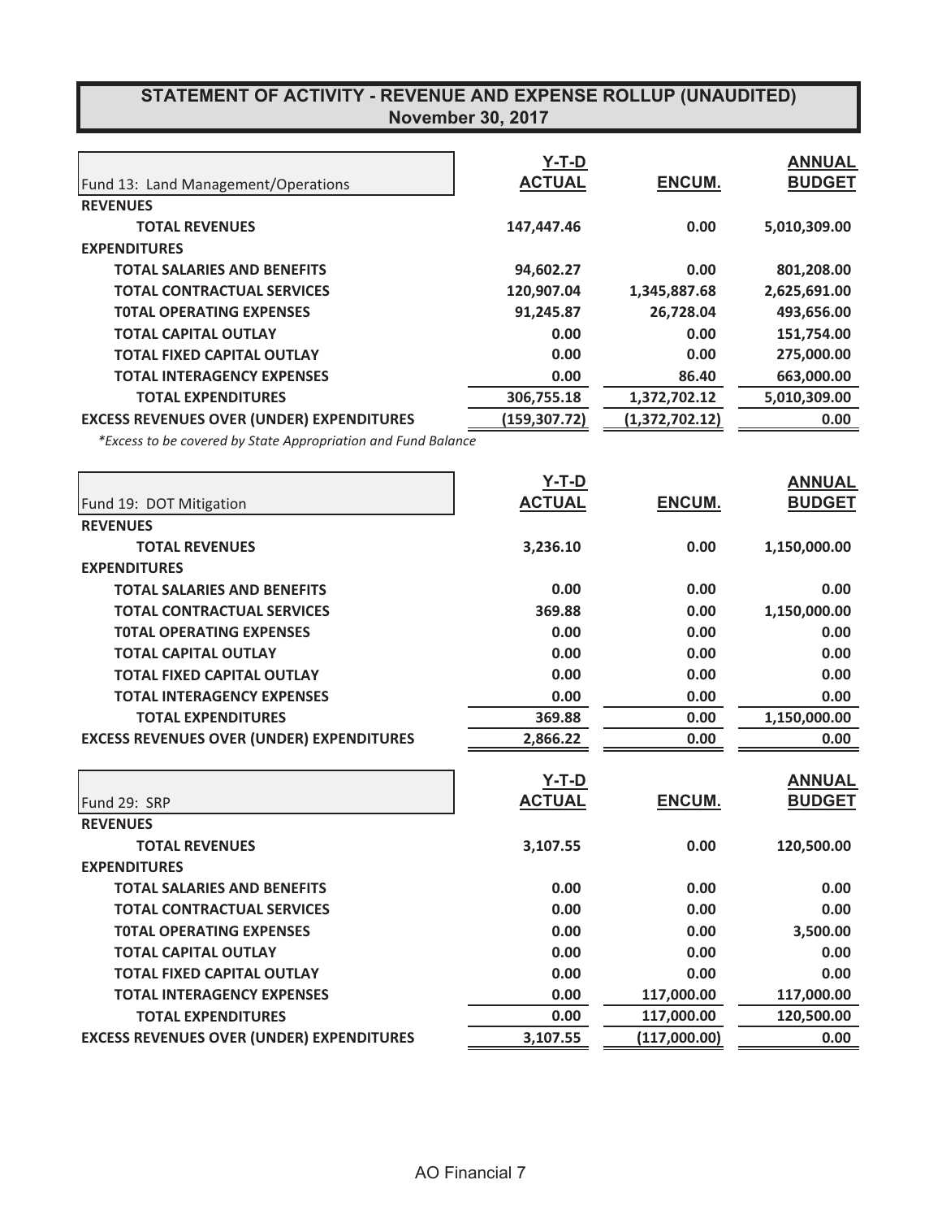# STATEMENT OF ACTIVITY - REVENUE AND EXPENSE ROLLUP (UNAUDITED)
## November 30, 2017

| Fund 13: Land Management/Operations | Y-T-D ACTUAL | ENCUM. | ANNUAL BUDGET |
|---|---|---|---|
| **REVENUES** | | | |
| **TOTAL REVENUES** | 147,447.46 | 0.00 | 5,010,309.00 |
| **EXPENDITURES** | | | |
| **TOTAL SALARIES AND BENEFITS** | 94,602.27 | 0.00 | 801,208.00 |
| **TOTAL CONTRACTUAL SERVICES** | 120,907.04 | 1,345,887.68 | 2,625,691.00 |
| **T0TAL OPERATING EXPENSES** | 91,245.87 | 26,728.04 | 493,656.00 |
| **TOTAL CAPITAL OUTLAY** | 0.00 | 0.00 | 151,754.00 |
| **TOTAL FIXED CAPITAL OUTLAY** | 0.00 | 0.00 | 275,000.00 |
| **TOTAL INTERAGENCY EXPENSES** | 0.00 | 86.40 | 663,000.00 |
| **TOTAL EXPENDITURES** | 306,755.18 | 1,372,702.12 | 5,010,309.00 |
| **EXCESS REVENUES OVER (UNDER) EXPENDITURES** | (159,307.72) | (1,372,702.12) | 0.00 |

*\*Excess to be covered by State Appropriation and Fund Balance*

| Fund 19: DOT Mitigation | Y-T-D ACTUAL | ENCUM. | ANNUAL BUDGET |
|---|---|---|---|
| **REVENUES** | | | |
| **TOTAL REVENUES** | 3,236.10 | 0.00 | 1,150,000.00 |
| **EXPENDITURES** | | | |
| **TOTAL SALARIES AND BENEFITS** | 0.00 | 0.00 | 0.00 |
| **TOTAL CONTRACTUAL SERVICES** | 369.88 | 0.00 | 1,150,000.00 |
| **T0TAL OPERATING EXPENSES** | 0.00 | 0.00 | 0.00 |
| **TOTAL CAPITAL OUTLAY** | 0.00 | 0.00 | 0.00 |
| **TOTAL FIXED CAPITAL OUTLAY** | 0.00 | 0.00 | 0.00 |
| **TOTAL INTERAGENCY EXPENSES** | 0.00 | 0.00 | 0.00 |
| **TOTAL EXPENDITURES** | 369.88 | 0.00 | 1,150,000.00 |
| **EXCESS REVENUES OVER (UNDER) EXPENDITURES** | 2,866.22 | 0.00 | 0.00 |

| Fund 29: SRP | Y-T-D ACTUAL | ENCUM. | ANNUAL BUDGET |
|---|---|---|---|
| **REVENUES** | | | |
| **TOTAL REVENUES** | 3,107.55 | 0.00 | 120,500.00 |
| **EXPENDITURES** | | | |
| **TOTAL SALARIES AND BENEFITS** | 0.00 | 0.00 | 0.00 |
| **TOTAL CONTRACTUAL SERVICES** | 0.00 | 0.00 | 0.00 |
| **T0TAL OPERATING EXPENSES** | 0.00 | 0.00 | 3,500.00 |
| **TOTAL CAPITAL OUTLAY** | 0.00 | 0.00 | 0.00 |
| **TOTAL FIXED CAPITAL OUTLAY** | 0.00 | 0.00 | 0.00 |
| **TOTAL INTERAGENCY EXPENSES** | 0.00 | 117,000.00 | 117,000.00 |
| **TOTAL EXPENDITURES** | 0.00 | 117,000.00 | 120,500.00 |
| **EXCESS REVENUES OVER (UNDER) EXPENDITURES** | 3,107.55 | (117,000.00) | 0.00 |

AO Financial 7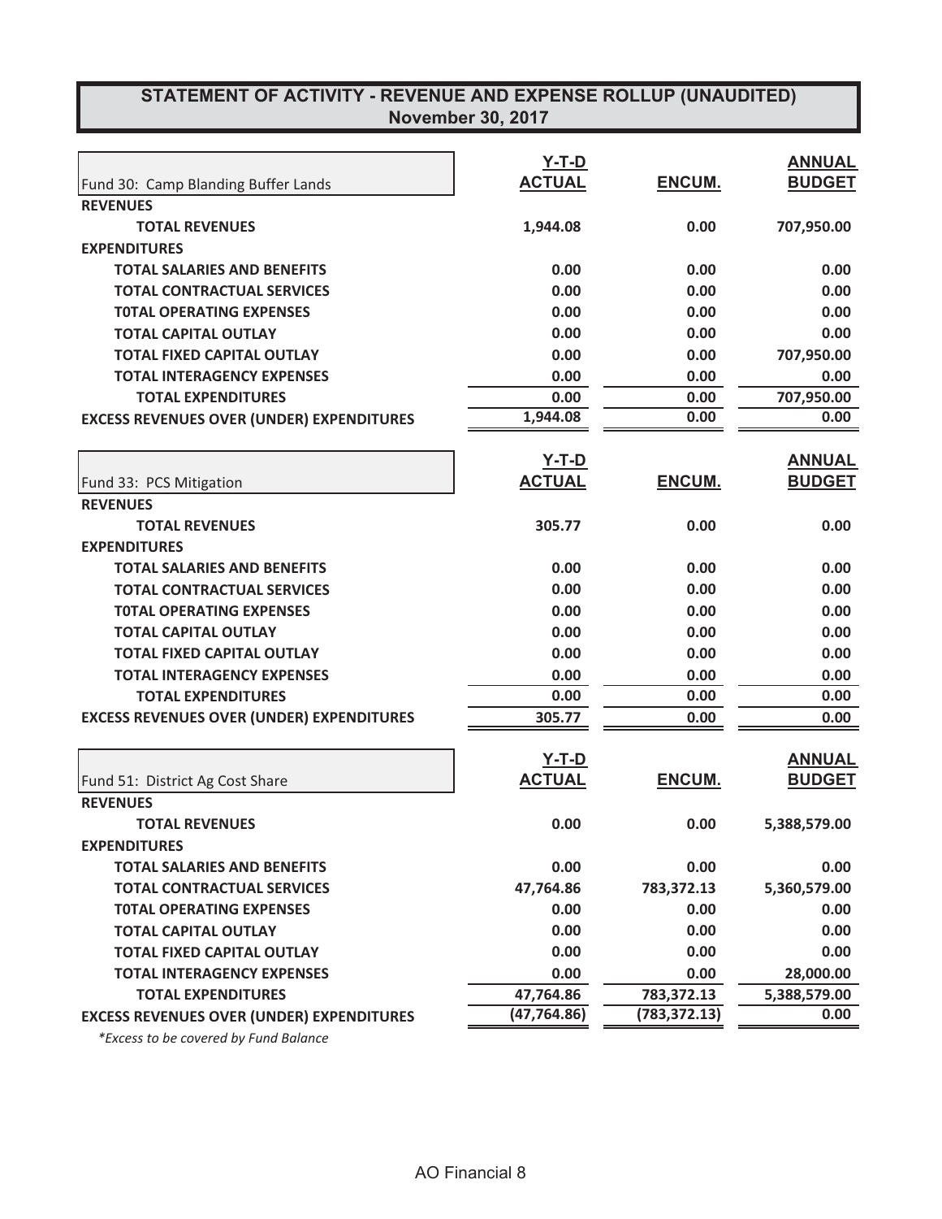# STATEMENT OF ACTIVITY - REVENUE AND EXPENSE ROLLUP (UNAUDITED)
## November 30, 2017

| Fund 30: Camp Blanding Buffer Lands | Y-T-D ACTUAL | ENCUM. | ANNUAL BUDGET |
|---|---|---|---|
| **REVENUES** | | | |
| **TOTAL REVENUES** | 1,944.08 | 0.00 | 707,950.00 |
| **EXPENDITURES** | | | |
| **TOTAL SALARIES AND BENEFITS** | 0.00 | 0.00 | 0.00 |
| **TOTAL CONTRACTUAL SERVICES** | 0.00 | 0.00 | 0.00 |
| **T0TAL OPERATING EXPENSES** | 0.00 | 0.00 | 0.00 |
| **TOTAL CAPITAL OUTLAY** | 0.00 | 0.00 | 0.00 |
| **TOTAL FIXED CAPITAL OUTLAY** | 0.00 | 0.00 | 707,950.00 |
| **TOTAL INTERAGENCY EXPENSES** | 0.00 | 0.00 | 0.00 |
| **TOTAL EXPENDITURES** | 0.00 | 0.00 | 707,950.00 |
| **EXCESS REVENUES OVER (UNDER) EXPENDITURES** | 1,944.08 | 0.00 | 0.00 |

| Fund 33: PCS Mitigation | Y-T-D ACTUAL | ENCUM. | ANNUAL BUDGET |
|---|---|---|---|
| **REVENUES** | | | |
| **TOTAL REVENUES** | 305.77 | 0.00 | 0.00 |
| **EXPENDITURES** | | | |
| **TOTAL SALARIES AND BENEFITS** | 0.00 | 0.00 | 0.00 |
| **TOTAL CONTRACTUAL SERVICES** | 0.00 | 0.00 | 0.00 |
| **T0TAL OPERATING EXPENSES** | 0.00 | 0.00 | 0.00 |
| **TOTAL CAPITAL OUTLAY** | 0.00 | 0.00 | 0.00 |
| **TOTAL FIXED CAPITAL OUTLAY** | 0.00 | 0.00 | 0.00 |
| **TOTAL INTERAGENCY EXPENSES** | 0.00 | 0.00 | 0.00 |
| **TOTAL EXPENDITURES** | 0.00 | 0.00 | 0.00 |
| **EXCESS REVENUES OVER (UNDER) EXPENDITURES** | 305.77 | 0.00 | 0.00 |

| Fund 51: District Ag Cost Share | Y-T-D ACTUAL | ENCUM. | ANNUAL BUDGET |
|---|---|---|---|
| **REVENUES** | | | |
| **TOTAL REVENUES** | 0.00 | 0.00 | 5,388,579.00 |
| **EXPENDITURES** | | | |
| **TOTAL SALARIES AND BENEFITS** | 0.00 | 0.00 | 0.00 |
| **TOTAL CONTRACTUAL SERVICES** | 47,764.86 | 783,372.13 | 5,360,579.00 |
| **T0TAL OPERATING EXPENSES** | 0.00 | 0.00 | 0.00 |
| **TOTAL CAPITAL OUTLAY** | 0.00 | 0.00 | 0.00 |
| **TOTAL FIXED CAPITAL OUTLAY** | 0.00 | 0.00 | 0.00 |
| **TOTAL INTERAGENCY EXPENSES** | 0.00 | 0.00 | 28,000.00 |
| **TOTAL EXPENDITURES** | 47,764.86 | 783,372.13 | 5,388,579.00 |
| **EXCESS REVENUES OVER (UNDER) EXPENDITURES** | (47,764.86) | (783,372.13) | 0.00 |

*\*Excess to be covered by Fund Balance*

AO Financial 8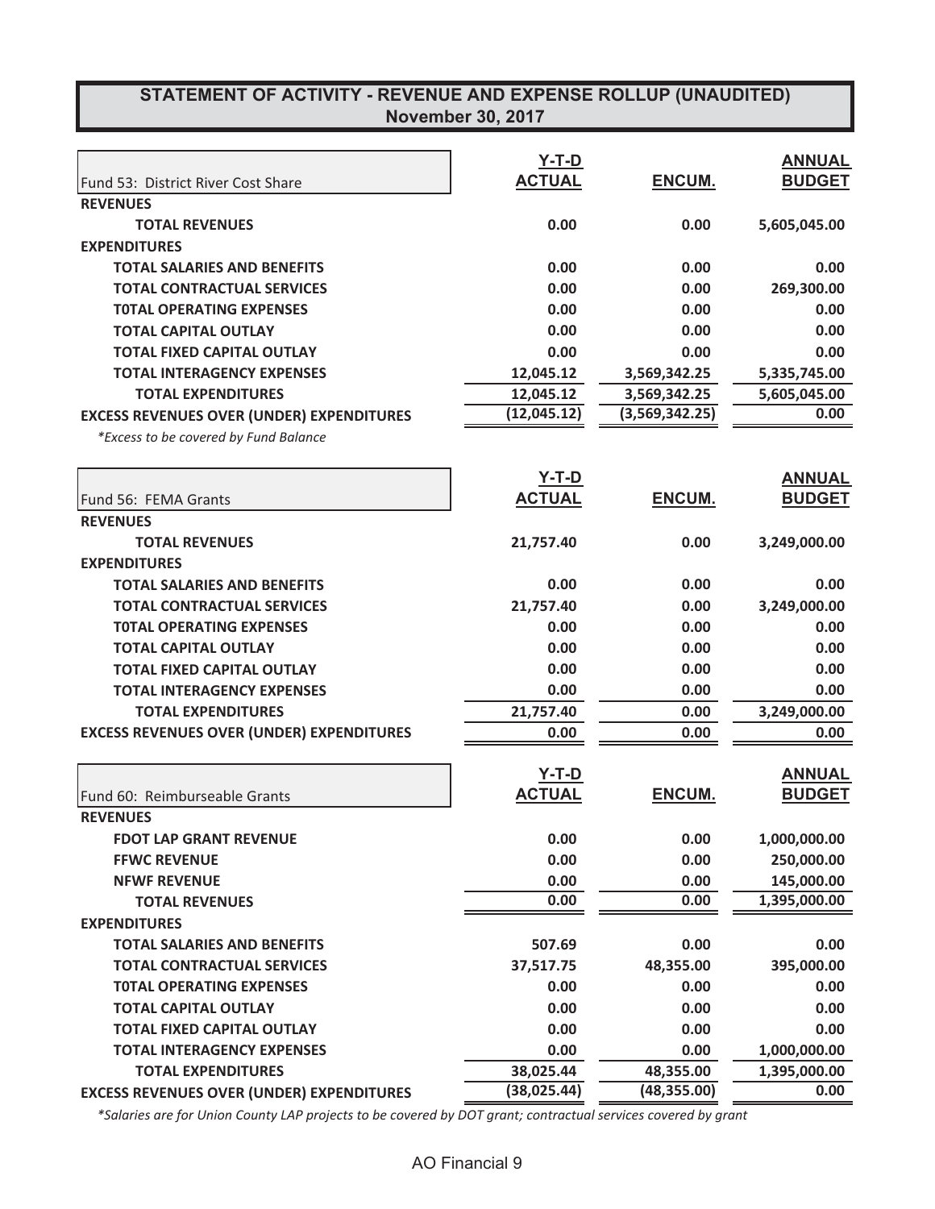## STATEMENT OF ACTIVITY - REVENUE AND EXPENSE ROLLUP (UNAUDITED)
## November 30, 2017

| Fund 53: District River Cost Share | Y-T-D ACTUAL | ENCUM. | ANNUAL BUDGET |
|---|---|---|---|
| **REVENUES** | | | |
| **TOTAL REVENUES** | 0.00 | 0.00 | 5,605,045.00 |
| **EXPENDITURES** | | | |
| **TOTAL SALARIES AND BENEFITS** | 0.00 | 0.00 | 0.00 |
| **TOTAL CONTRACTUAL SERVICES** | 0.00 | 0.00 | 269,300.00 |
| **T0TAL OPERATING EXPENSES** | 0.00 | 0.00 | 0.00 |
| **TOTAL CAPITAL OUTLAY** | 0.00 | 0.00 | 0.00 |
| **TOTAL FIXED CAPITAL OUTLAY** | 0.00 | 0.00 | 0.00 |
| **TOTAL INTERAGENCY EXPENSES** | 12,045.12 | 3,569,342.25 | 5,335,745.00 |
| **TOTAL EXPENDITURES** | 12,045.12 | 3,569,342.25 | 5,605,045.00 |
| **EXCESS REVENUES OVER (UNDER) EXPENDITURES** | (12,045.12) | (3,569,342.25) | 0.00 |

*\*Excess to be covered by Fund Balance*

| Fund 56: FEMA Grants | Y-T-D ACTUAL | ENCUM. | ANNUAL BUDGET |
|---|---|---|---|
| **REVENUES** | | | |
| **TOTAL REVENUES** | 21,757.40 | 0.00 | 3,249,000.00 |
| **EXPENDITURES** | | | |
| **TOTAL SALARIES AND BENEFITS** | 0.00 | 0.00 | 0.00 |
| **TOTAL CONTRACTUAL SERVICES** | 21,757.40 | 0.00 | 3,249,000.00 |
| **T0TAL OPERATING EXPENSES** | 0.00 | 0.00 | 0.00 |
| **TOTAL CAPITAL OUTLAY** | 0.00 | 0.00 | 0.00 |
| **TOTAL FIXED CAPITAL OUTLAY** | 0.00 | 0.00 | 0.00 |
| **TOTAL INTERAGENCY EXPENSES** | 0.00 | 0.00 | 0.00 |
| **TOTAL EXPENDITURES** | 21,757.40 | 0.00 | 3,249,000.00 |
| **EXCESS REVENUES OVER (UNDER) EXPENDITURES** | 0.00 | 0.00 | 0.00 |

| Fund 60: Reimburseable Grants | Y-T-D ACTUAL | ENCUM. | ANNUAL BUDGET |
|---|---|---|---|
| **REVENUES** | | | |
| **FDOT LAP GRANT REVENUE** | 0.00 | 0.00 | 1,000,000.00 |
| **FFWC REVENUE** | 0.00 | 0.00 | 250,000.00 |
| **NFWF REVENUE** | 0.00 | 0.00 | 145,000.00 |
| **TOTAL REVENUES** | 0.00 | 0.00 | 1,395,000.00 |
| **EXPENDITURES** | | | |
| **TOTAL SALARIES AND BENEFITS** | 507.69 | 0.00 | 0.00 |
| **TOTAL CONTRACTUAL SERVICES** | 37,517.75 | 48,355.00 | 395,000.00 |
| **T0TAL OPERATING EXPENSES** | 0.00 | 0.00 | 0.00 |
| **TOTAL CAPITAL OUTLAY** | 0.00 | 0.00 | 0.00 |
| **TOTAL FIXED CAPITAL OUTLAY** | 0.00 | 0.00 | 0.00 |
| **TOTAL INTERAGENCY EXPENSES** | 0.00 | 0.00 | 1,000,000.00 |
| **TOTAL EXPENDITURES** | 38,025.44 | 48,355.00 | 1,395,000.00 |
| **EXCESS REVENUES OVER (UNDER) EXPENDITURES** | (38,025.44) | (48,355.00) | 0.00 |

*\*Salaries are for Union County LAP projects to be covered by DOT grant; contractual services covered by grant*